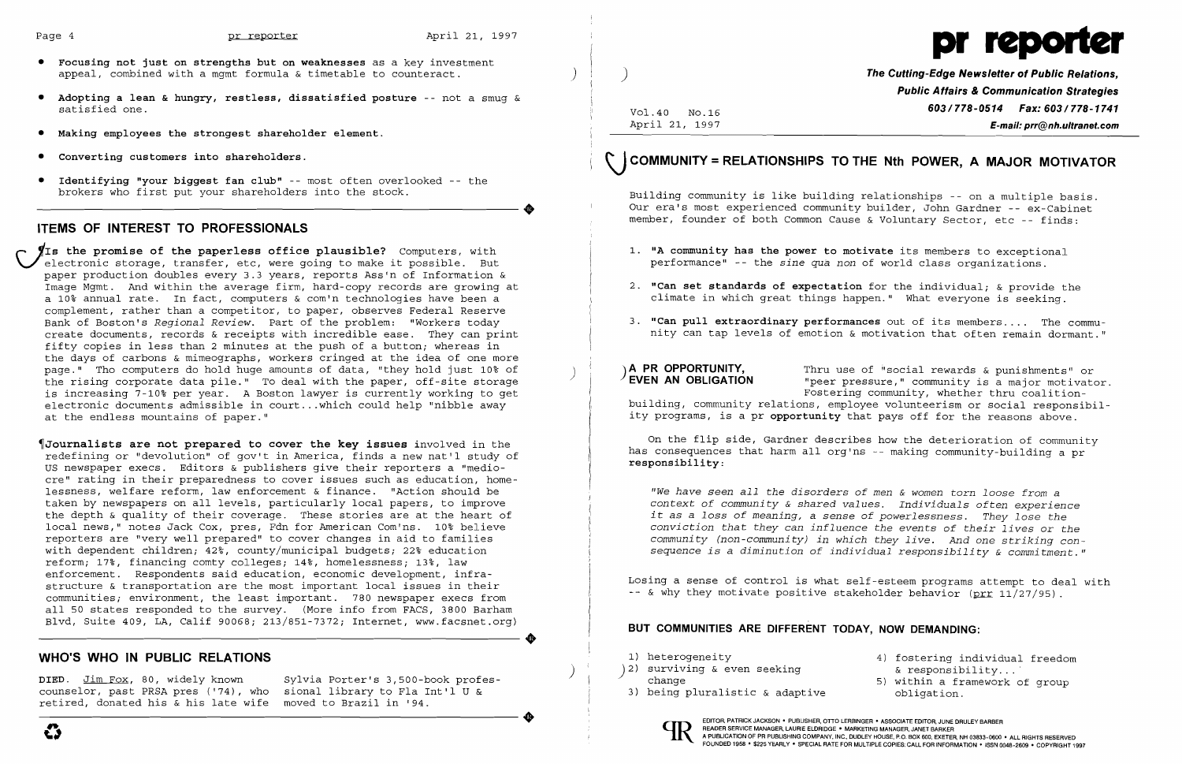- **Focusing not just on strengths but on weaknesses** as a key investment appeal, combined with a mgmt formula & timetable to counteract.
- **Adopting a lean & hungry, restless, dissatisfied posture** -- not a smug & satisfied one.
- **Making employees the strongest shareholder element.**
- **Converting customers into shareholders.**
- **Identifying "your biggest fan club"** -- most often overlooked -- the brokers who first put your shareholders into the stock.

## ITEMS OF INTEREST TO PROFESSIONALS

¶**Is the promise of the paperless office plausible?** Computers, with electronic storage, transfer, etc, were going to make it possible. But paper production doubles every 3.3 years, reports Ass'n of Information & Image Mgmt. And within the average firm, hard-copy records are growing at a 10% annual rate. In fact, computers & com'n technologies have been a complement, rather than a competitor, to paper, observes Federal Reserve Bank of Boston's *Regional Review*. Part of the problem: "Workers today create documents, records & receipts with incredible ease. They can print fifty copies in less than 2 minutes at the push of a button; whereas in the days of carbons & mimeographs, workers cringed at the idea of one more page." Tho computers do hold huge amounts of data, "they hold just 10% of the rising corporate data pile." To deal with the paper, off-site storage is increasing 7-10% per year. A Boston lawyer is currently working to get electronic documents admissible in court...which could help "nibble away at the endless mountains of paper."

¶**Journalists are not prepared to cover the key issues** involved in the redefining or "devolution" of gov't in America, finds a new nat'l study of US newspaper execs. Editors & publishers give their reporters a "mediocre" rating in their preparedness to cover issues such as education, homelessness, welfare reform, law enforcement & finance. "Action should be taken by newspapers on all levels, particularly local papers, to improve the depth & quality of their coverage. These stories are at the heart of local news," notes Jack Cox, pres, Fdn for American Com'ns. 10% believe reporters are "very well prepared" to cover changes in aid to families with dependent children; 42%, county/municipal budgets; 22% education reform; 17%, financing comty colleges; 14%, homelessness; 13%, law enforcement. Respondents said education, economic development, infrastructure & transportation are the most important local issues in their communities; environment, the least important. 780 newspaper execs from all 50 states responded to the survey. (More info from FACS, 3800 Barham Blvd, Suite 409, LA, Calif 90068; 213/851-7372; Internet, www.facsnet.org)

## WHO'S WHO IN PUBLIC RELATIONS

DIED. Jim Fox, 80, widely known counselor, past PRSA pres ('74), who retired, donated his & his late wife Sylvia Porter's 3,500-book professional library to Fla Int'l U & moved to Brazil in '94.

# pr reporter

**The Cutting-Edge Newsletter of Public Relations, Public Affairs & Communication Strategies**
**603/778-0514 Fax: 603/778-1741**
**E-mail: prr@nh.ultranet.com**

Vol.40 No.16
April 21, 1997

## COMMUNITY = RELATIONSHIPS TO THE Nth POWER, A MAJOR MOTIVATOR

Building community is like building relationships -- on a multiple basis. Our era's most experienced community builder, John Gardner -- ex-Cabinet member, founder of both Common Cause & Voluntary Sector, etc -- finds:

1. **"A community has the power to motivate** its members to exceptional performance" -- the *sine qua non* of world class organizations.
2. **"Can set standards of expectation** for the individual; & provide the climate in which great things happen." What everyone is seeking.
3. **"Can pull extraordinary performances** out of its members.... The community can tap levels of emotion & motivation that often remain dormant."

**A PR OPPORTUNITY, EVEN AN OBLIGATION** Thru use of "social rewards & punishments" or "peer pressure," community is a major motivator. Fostering community, whether thru coalition-building, community relations, employee volunteerism or social responsibility programs, is a pr **opportunity** that pays off for the reasons above.

On the flip side, Gardner describes how the deterioration of community has consequences that harm all org'ns -- making community-building a pr **responsibility**:

*"We have seen all the disorders of men & women torn loose from a context of community & shared values. Individuals often experience it as a loss of meaning, a sense of powerlessness. They lose the conviction that they can influence the events of their lives or the community (non-community) in which they live. And one striking consequence is a diminution of individual responsibility & commitment."*

Losing a sense of control is what self-esteem programs attempt to deal with -- & why they motivate positive stakeholder behavior (prr 11/27/95).

### BUT COMMUNITIES ARE DIFFERENT TODAY, NOW DEMANDING:

1) heterogeneity
2) surviving & even seeking change
3) being pluralistic & adaptive
4) fostering individual freedom & responsibility...
5) within a framework of group obligation.

EDITOR, PATRICK JACKSON • PUBLISHER, OTTO LERBINGER • ASSOCIATE EDITOR, JUNE DRULEY BARBER
READER SERVICE MANAGER, LAURIE ELDRIDGE • MARKETING MANAGER, JANET BARKER
A PUBLICATION OF PR PUBLISHING COMPANY, INC., DUDLEY HOUSE, P.O. BOX 600, EXETER, NH 03833-0600 • ALL RIGHTS RESERVED
FOUNDED 1958 • $225 YEARLY • SPECIAL RATE FOR MULTIPLE COPIES: CALL FOR INFORMATION • ISSN 0048-2609 • COPYRIGHT 1997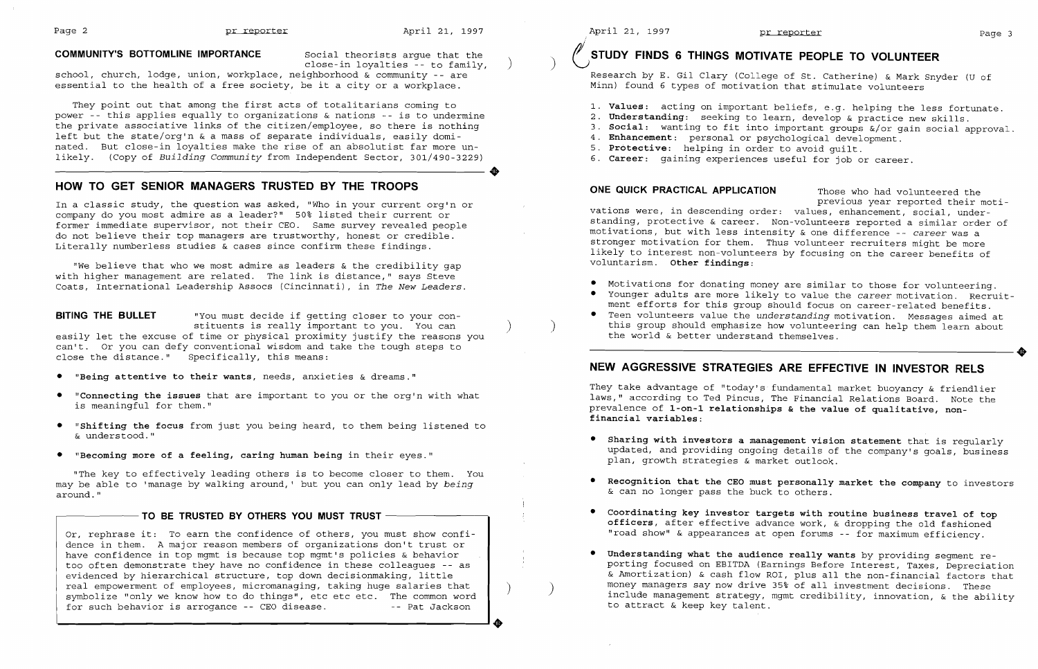## COMMUNITY'S BOTTOMLINE IMPORTANCE

Social theorists argue that the close-in loyalties -- to family, school, church, lodge, union, workplace, neighborhood & community -- are essential to the health of a free society, be it a city or a workplace.

They point out that among the first acts of totalitarians coming to power -- this applies equally to organizations & nations -- is to undermine the private associative links of the citizen/employee, so there is nothing left but the state/org'n & a mass of separate individuals, easily dominated. But close-in loyalties make the rise of an absolutist far more unlikely. (Copy of *Building Community* from Independent Sector, 301/490-3229)

## HOW TO GET SENIOR MANAGERS TRUSTED BY THE TROOPS

In a classic study, the question was asked, "Who in your current org'n or company do you most admire as a leader?" 50% listed their current or former immediate supervisor, not their CEO. Same survey revealed people do not believe their top managers are trustworthy, honest or credible. Literally numberless studies & cases since confirm these findings.

"We believe that who we most admire as leaders & the credibility gap with higher management are related. The link is distance," says Steve Coats, International Leadership Assocs (Cincinnati), in *The New Leaders*.

**BITING THE BULLET** "You must decide if getting closer to your constituents is really important to you. You can easily let the excuse of time or physical proximity justify the reasons you can't. Or you can defy conventional wisdom and take the tough steps to close the distance." Specifically, this means:

- **"Being attentive to their wants**, needs, anxieties & dreams."
- **"Connecting the issues** that are important to you or the org'n with what is meaningful for them."
- **"Shifting the focus** from just you being heard, to them being listened to & understood."
- **"Becoming more of a feeling, caring human being** in their eyes."

"The key to effectively leading others is to become closer to them. You may be able to 'manage by walking around,' but you can only lead by *being* around."

### TO BE TRUSTED BY OTHERS YOU MUST TRUST

Or, rephrase it: To earn the confidence of others, you must show confidence in them. A major reason members of organizations don't trust or have confidence in top mgmt is because top mgmt's policies & behavior too often demonstrate they have no confidence in these colleagues -- as evidenced by hierarchical structure, top down decisionmaking, little real empowerment of employees, micromanaging, taking huge salaries that symbolize "only we know how to do things", etc etc etc. The common word for such behavior is arrogance -- CEO disease. -- Pat Jackson

## STUDY FINDS 6 THINGS MOTIVATE PEOPLE TO VOLUNTEER

Research by E. Gil Clary (College of St. Catherine) & Mark Snyder (U of Minn) found 6 types of motivation that stimulate volunteers

1. **Values**: acting on important beliefs, e.g. helping the less fortunate.
2. **Understanding**: seeking to learn, develop & practice new skills.
3. **Social**: wanting to fit into important groups &/or gain social approval.
4. **Enhancement**: personal or psychological development.
5. **Protective**: helping in order to avoid guilt.
6. **Career**: gaining experiences useful for job or career.

**ONE QUICK PRACTICAL APPLICATION** Those who had volunteered the previous year reported their motivations were, in descending order: values, enhancement, social, understanding, protective & career. Non-volunteers reported a similar order of motivations, but with less intensity & one difference -- *career* was a stronger motivation for them. Thus volunteer recruiters might be more likely to interest non-volunteers by focusing on the career benefits of voluntarism. **Other findings**:

- Motivations for donating money are similar to those for volunteering.
- Younger adults are more likely to value the *career* motivation. Recruitment efforts for this group should focus on career-related benefits.
- Teen volunteers value the *understanding* motivation. Messages aimed at this group should emphasize how volunteering can help them learn about the world & better understand themselves.

## NEW AGGRESSIVE STRATEGIES ARE EFFECTIVE IN INVESTOR RELS

They take advantage of "today's fundamental market buoyancy & friendlier laws," according to Ted Pincus, The Financial Relations Board. Note the prevalence of **1-on-1 relationships & the value of qualitative, non-financial variables**:

- **Sharing with investors a management vision statement** that is regularly updated, and providing ongoing details of the company's goals, business plan, growth strategies & market outlook.
- **Recognition that the CEO must personally market the company** to investors & can no longer pass the buck to others.
- **Coordinating key investor targets with routine business travel of top officers**, after effective advance work, & dropping the old fashioned "road show" & appearances at open forums -- for maximum efficiency.
- **Understanding what the audience really wants** by providing segment reporting focused on EBITDA (Earnings Before Interest, Taxes, Depreciation & Amortization) & cash flow ROI, plus all the non-financial factors that money managers say now drive 35% of all investment decisions. These include management strategy, mgmt credibility, innovation, & the ability to attract & keep key talent.